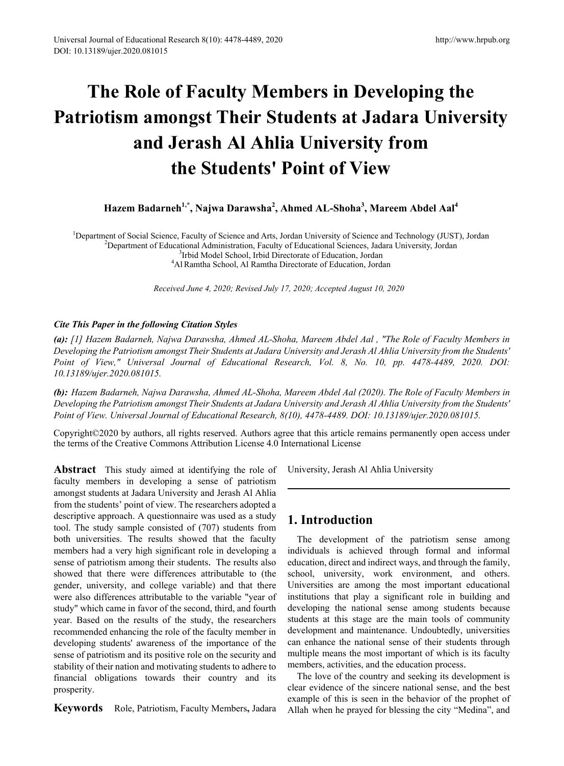# The Role of Faculty Members in Developing the Patriotism amongst Their Students at Jadara University and Jerash Al Ahlia University from the Students' Point of View

**Hazem Badarneh[1,*], Najwa Darawsha[2], Ahmed AL-Shoha[3], Mareem Abdel Aal[4]**

[1]Department of Social Science, Faculty of Science and Arts, Jordan University of Science and Technology (JUST), Jordan
[2]Department of Educational Administration, Faculty of Educational Sciences, Jadara University, Jordan
[3]Irbid Model School, Irbid Directorate of Education, Jordan
[4]Al Ramtha School, Al Ramtha Directorate of Education, Jordan

*Received June 4, 2020; Revised July 17, 2020; Accepted August 10, 2020*

***Cite This Paper in the following Citation Styles***

***(a):*** *[1] Hazem Badarneh, Najwa Darawsha, Ahmed AL-Shoha, Mareem Abdel Aal , "The Role of Faculty Members in Developing the Patriotism amongst Their Students at Jadara University and Jerash Al Ahlia University from the Students' Point of View," Universal Journal of Educational Research, Vol. 8, No. 10, pp. 4478-4489, 2020. DOI: 10.13189/ujer.2020.081015.*

***(b):*** *Hazem Badarneh, Najwa Darawsha, Ahmed AL-Shoha, Mareem Abdel Aal (2020). The Role of Faculty Members in Developing the Patriotism amongst Their Students at Jadara University and Jerash Al Ahlia University from the Students' Point of View. Universal Journal of Educational Research, 8(10), 4478-4489. DOI: 10.13189/ujer.2020.081015.*

Copyright©2020 by authors, all rights reserved. Authors agree that this article remains permanently open access under the terms of the Creative Commons Attribution License 4.0 International License

**Abstract** This study aimed at identifying the role of faculty members in developing a sense of patriotism amongst students at Jadara University and Jerash Al Ahlia from the students' point of view. The researchers adopted a descriptive approach. A questionnaire was used as a study tool. The study sample consisted of (707) students from both universities. The results showed that the faculty members had a very high significant role in developing a sense of patriotism among their students. The results also showed that there were differences attributable to (the gender, university, and college variable) and that there were also differences attributable to the variable "year of study" which came in favor of the second, third, and fourth year. Based on the results of the study, the researchers recommended enhancing the role of the faculty member in developing students' awareness of the importance of the sense of patriotism and its positive role on the security and stability of their nation and motivating students to adhere to financial obligations towards their country and its prosperity.

**Keywords** Role, Patriotism, Faculty Members, Jadara University, Jerash Al Ahlia University

## 1. Introduction

The development of the patriotism sense among individuals is achieved through formal and informal education, direct and indirect ways, and through the family, school, university, work environment, and others. Universities are among the most important educational institutions that play a significant role in building and developing the national sense among students because students at this stage are the main tools of community development and maintenance. Undoubtedly, universities can enhance the national sense of their students through multiple means the most important of which is its faculty members, activities, and the education process.

The love of the country and seeking its development is clear evidence of the sincere national sense, and the best example of this is seen in the behavior of the prophet of Allah when he prayed for blessing the city "Medina", and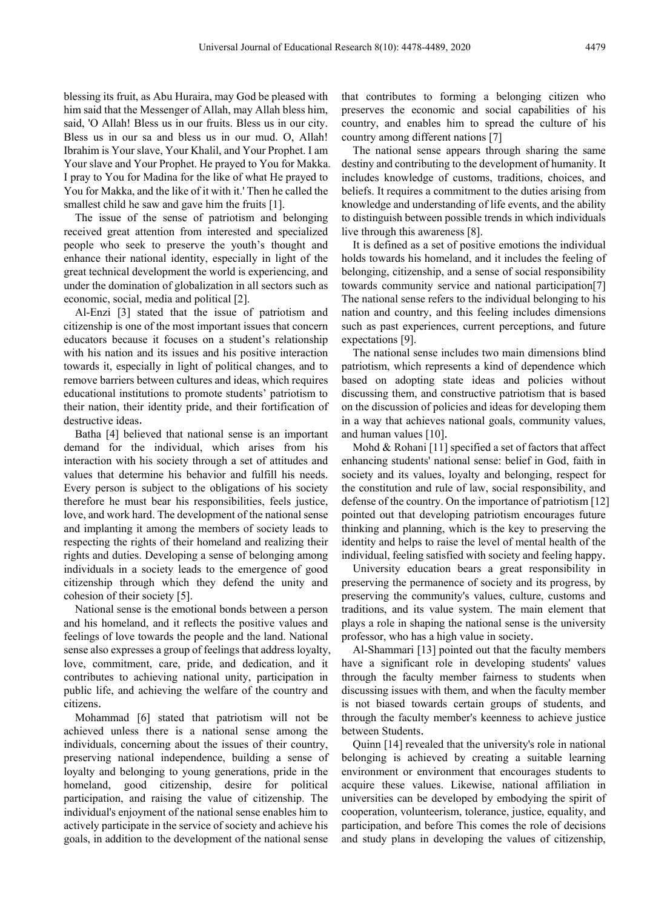blessing its fruit, as Abu Huraira, may God be pleased with him said that the Messenger of Allah, may Allah bless him, said, 'O Allah! Bless us in our fruits. Bless us in our city. Bless us in our sa and bless us in our mud. O, Allah! Ibrahim is Your slave, Your Khalil, and Your Prophet. I am Your slave and Your Prophet. He prayed to You for Makka. I pray to You for Madina for the like of what He prayed to You for Makka, and the like of it with it.' Then he called the smallest child he saw and gave him the fruits [1].

The issue of the sense of patriotism and belonging received great attention from interested and specialized people who seek to preserve the youth's thought and enhance their national identity, especially in light of the great technical development the world is experiencing, and under the domination of globalization in all sectors such as economic, social, media and political [2].

Al-Enzi [3] stated that the issue of patriotism and citizenship is one of the most important issues that concern educators because it focuses on a student's relationship with his nation and its issues and his positive interaction towards it, especially in light of political changes, and to remove barriers between cultures and ideas, which requires educational institutions to promote students' patriotism to their nation, their identity pride, and their fortification of destructive ideas.

Batha [4] believed that national sense is an important demand for the individual, which arises from his interaction with his society through a set of attitudes and values that determine his behavior and fulfill his needs. Every person is subject to the obligations of his society therefore he must bear his responsibilities, feels justice, love, and work hard. The development of the national sense and implanting it among the members of society leads to respecting the rights of their homeland and realizing their rights and duties. Developing a sense of belonging among individuals in a society leads to the emergence of good citizenship through which they defend the unity and cohesion of their society [5].

National sense is the emotional bonds between a person and his homeland, and it reflects the positive values and feelings of love towards the people and the land. National sense also expresses a group of feelings that address loyalty, love, commitment, care, pride, and dedication, and it contributes to achieving national unity, participation in public life, and achieving the welfare of the country and citizens.

Mohammad [6] stated that patriotism will not be achieved unless there is a national sense among the individuals, concerning about the issues of their country, preserving national independence, building a sense of loyalty and belonging to young generations, pride in the homeland, good citizenship, desire for political participation, and raising the value of citizenship. The individual's enjoyment of the national sense enables him to actively participate in the service of society and achieve his goals, in addition to the development of the national sense that contributes to forming a belonging citizen who preserves the economic and social capabilities of his country, and enables him to spread the culture of his country among different nations [7]

The national sense appears through sharing the same destiny and contributing to the development of humanity. It includes knowledge of customs, traditions, choices, and beliefs. It requires a commitment to the duties arising from knowledge and understanding of life events, and the ability to distinguish between possible trends in which individuals live through this awareness [8].

It is defined as a set of positive emotions the individual holds towards his homeland, and it includes the feeling of belonging, citizenship, and a sense of social responsibility towards community service and national participation[7] The national sense refers to the individual belonging to his nation and country, and this feeling includes dimensions such as past experiences, current perceptions, and future expectations [9].

The national sense includes two main dimensions blind patriotism, which represents a kind of dependence which based on adopting state ideas and policies without discussing them, and constructive patriotism that is based on the discussion of policies and ideas for developing them in a way that achieves national goals, community values, and human values [10].

Mohd & Rohani [11] specified a set of factors that affect enhancing students' national sense: belief in God, faith in society and its values, loyalty and belonging, respect for the constitution and rule of law, social responsibility, and defense of the country. On the importance of patriotism [12] pointed out that developing patriotism encourages future thinking and planning, which is the key to preserving the identity and helps to raise the level of mental health of the individual, feeling satisfied with society and feeling happy.

University education bears a great responsibility in preserving the permanence of society and its progress, by preserving the community's values, culture, customs and traditions, and its value system. The main element that plays a role in shaping the national sense is the university professor, who has a high value in society.

Al-Shammari [13] pointed out that the faculty members have a significant role in developing students' values through the faculty member fairness to students when discussing issues with them, and when the faculty member is not biased towards certain groups of students, and through the faculty member's keenness to achieve justice between Students.

Quinn [14] revealed that the university's role in national belonging is achieved by creating a suitable learning environment or environment that encourages students to acquire these values. Likewise, national affiliation in universities can be developed by embodying the spirit of cooperation, volunteerism, tolerance, justice, equality, and participation, and before This comes the role of decisions and study plans in developing the values of citizenship,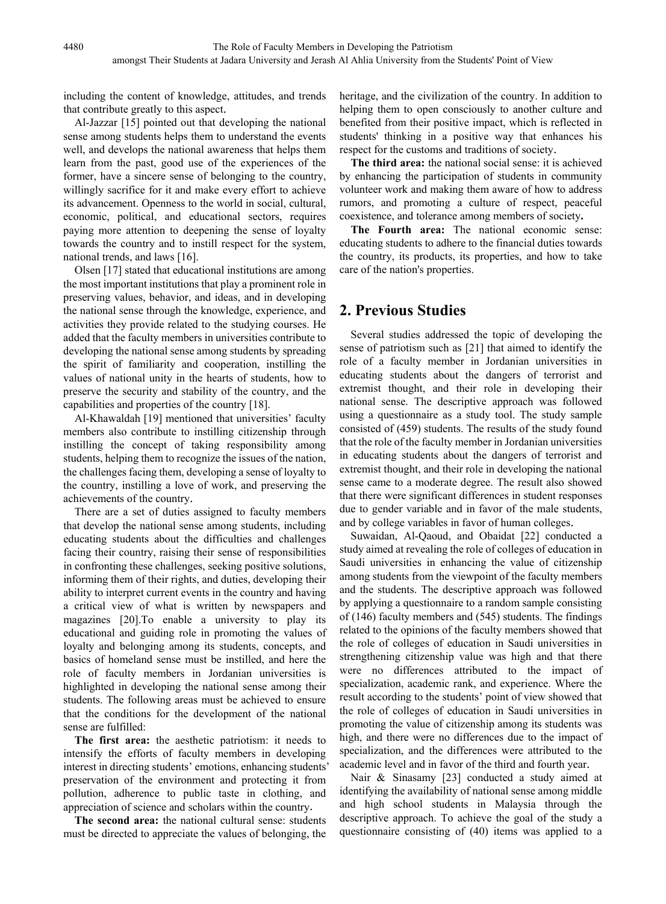including the content of knowledge, attitudes, and trends that contribute greatly to this aspect.

Al-Jazzar [15] pointed out that developing the national sense among students helps them to understand the events well, and develops the national awareness that helps them learn from the past, good use of the experiences of the former, have a sincere sense of belonging to the country, willingly sacrifice for it and make every effort to achieve its advancement. Openness to the world in social, cultural, economic, political, and educational sectors, requires paying more attention to deepening the sense of loyalty towards the country and to instill respect for the system, national trends, and laws [16].

Olsen [17] stated that educational institutions are among the most important institutions that play a prominent role in preserving values, behavior, and ideas, and in developing the national sense through the knowledge, experience, and activities they provide related to the studying courses. He added that the faculty members in universities contribute to developing the national sense among students by spreading the spirit of familiarity and cooperation, instilling the values of national unity in the hearts of students, how to preserve the security and stability of the country, and the capabilities and properties of the country [18].

Al-Khawaldah [19] mentioned that universities' faculty members also contribute to instilling citizenship through instilling the concept of taking responsibility among students, helping them to recognize the issues of the nation, the challenges facing them, developing a sense of loyalty to the country, instilling a love of work, and preserving the achievements of the country.

There are a set of duties assigned to faculty members that develop the national sense among students, including educating students about the difficulties and challenges facing their country, raising their sense of responsibilities in confronting these challenges, seeking positive solutions, informing them of their rights, and duties, developing their ability to interpret current events in the country and having a critical view of what is written by newspapers and magazines [20].To enable a university to play its educational and guiding role in promoting the values of loyalty and belonging among its students, concepts, and basics of homeland sense must be instilled, and here the role of faculty members in Jordanian universities is highlighted in developing the national sense among their students. The following areas must be achieved to ensure that the conditions for the development of the national sense are fulfilled:

**The first area:** the aesthetic patriotism: it needs to intensify the efforts of faculty members in developing interest in directing students' emotions, enhancing students' preservation of the environment and protecting it from pollution, adherence to public taste in clothing, and appreciation of science and scholars within the country.

**The second area:** the national cultural sense: students must be directed to appreciate the values of belonging, the heritage, and the civilization of the country. In addition to helping them to open consciously to another culture and benefited from their positive impact, which is reflected in students' thinking in a positive way that enhances his respect for the customs and traditions of society.

**The third area:** the national social sense: it is achieved by enhancing the participation of students in community volunteer work and making them aware of how to address rumors, and promoting a culture of respect, peaceful coexistence, and tolerance among members of society**.**

**The Fourth area:** The national economic sense: educating students to adhere to the financial duties towards the country, its products, its properties, and how to take care of the nation's properties.

## 2. Previous Studies

Several studies addressed the topic of developing the sense of patriotism such as [21] that aimed to identify the role of a faculty member in Jordanian universities in educating students about the dangers of terrorist and extremist thought, and their role in developing their national sense. The descriptive approach was followed using a questionnaire as a study tool. The study sample consisted of (459) students. The results of the study found that the role of the faculty member in Jordanian universities in educating students about the dangers of terrorist and extremist thought, and their role in developing the national sense came to a moderate degree. The result also showed that there were significant differences in student responses due to gender variable and in favor of the male students, and by college variables in favor of human colleges.

Suwaidan, Al-Qaoud, and Obaidat [22] conducted a study aimed at revealing the role of colleges of education in Saudi universities in enhancing the value of citizenship among students from the viewpoint of the faculty members and the students. The descriptive approach was followed by applying a questionnaire to a random sample consisting of (146) faculty members and (545) students. The findings related to the opinions of the faculty members showed that the role of colleges of education in Saudi universities in strengthening citizenship value was high and that there were no differences attributed to the impact of specialization, academic rank, and experience. Where the result according to the students' point of view showed that the role of colleges of education in Saudi universities in promoting the value of citizenship among its students was high, and there were no differences due to the impact of specialization, and the differences were attributed to the academic level and in favor of the third and fourth year.

Nair & Sinasamy [23] conducted a study aimed at identifying the availability of national sense among middle and high school students in Malaysia through the descriptive approach. To achieve the goal of the study a questionnaire consisting of (40) items was applied to a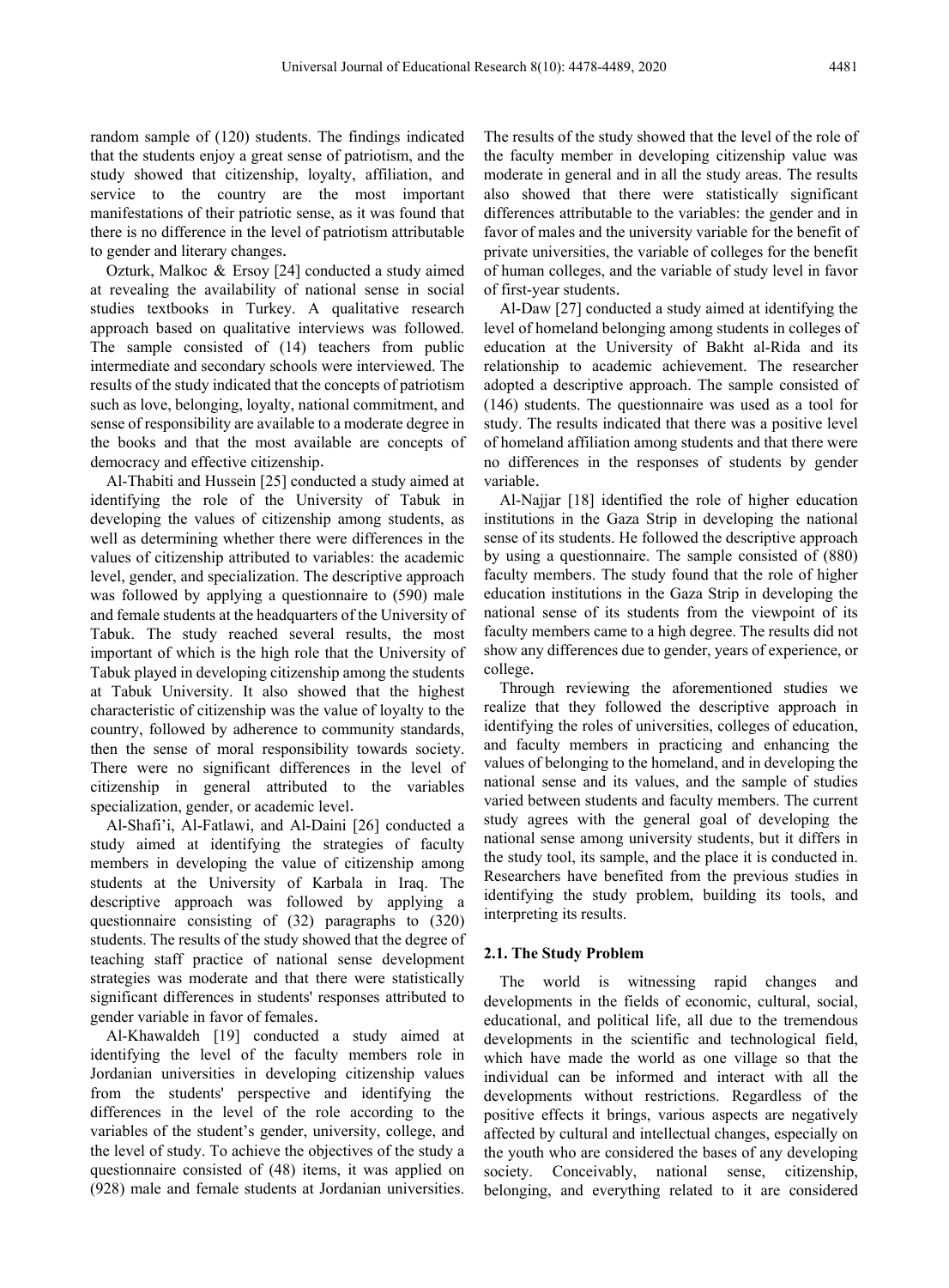random sample of (120) students. The findings indicated that the students enjoy a great sense of patriotism, and the study showed that citizenship, loyalty, affiliation, and service to the country are the most important manifestations of their patriotic sense, as it was found that there is no difference in the level of patriotism attributable to gender and literary changes.

Ozturk, Malkoc & Ersoy [24] conducted a study aimed at revealing the availability of national sense in social studies textbooks in Turkey. A qualitative research approach based on qualitative interviews was followed. The sample consisted of (14) teachers from public intermediate and secondary schools were interviewed. The results of the study indicated that the concepts of patriotism such as love, belonging, loyalty, national commitment, and sense of responsibility are available to a moderate degree in the books and that the most available are concepts of democracy and effective citizenship.

Al-Thabiti and Hussein [25] conducted a study aimed at identifying the role of the University of Tabuk in developing the values of citizenship among students, as well as determining whether there were differences in the values of citizenship attributed to variables: the academic level, gender, and specialization. The descriptive approach was followed by applying a questionnaire to (590) male and female students at the headquarters of the University of Tabuk. The study reached several results, the most important of which is the high role that the University of Tabuk played in developing citizenship among the students at Tabuk University. It also showed that the highest characteristic of citizenship was the value of loyalty to the country, followed by adherence to community standards, then the sense of moral responsibility towards society. There were no significant differences in the level of citizenship in general attributed to the variables specialization, gender, or academic level.

Al-Shafi'i, Al-Fatlawi, and Al-Daini [26] conducted a study aimed at identifying the strategies of faculty members in developing the value of citizenship among students at the University of Karbala in Iraq. The descriptive approach was followed by applying a questionnaire consisting of (32) paragraphs to (320) students. The results of the study showed that the degree of teaching staff practice of national sense development strategies was moderate and that there were statistically significant differences in students' responses attributed to gender variable in favor of females.

Al-Khawaldeh [19] conducted a study aimed at identifying the level of the faculty members role in Jordanian universities in developing citizenship values from the students' perspective and identifying the differences in the level of the role according to the variables of the student's gender, university, college, and the level of study. To achieve the objectives of the study a questionnaire consisted of (48) items, it was applied on (928) male and female students at Jordanian universities. The results of the study showed that the level of the role of the faculty member in developing citizenship value was moderate in general and in all the study areas. The results also showed that there were statistically significant differences attributable to the variables: the gender and in favor of males and the university variable for the benefit of private universities, the variable of colleges for the benefit of human colleges, and the variable of study level in favor of first-year students.

Al-Daw [27] conducted a study aimed at identifying the level of homeland belonging among students in colleges of education at the University of Bakht al-Rida and its relationship to academic achievement. The researcher adopted a descriptive approach. The sample consisted of (146) students. The questionnaire was used as a tool for study. The results indicated that there was a positive level of homeland affiliation among students and that there were no differences in the responses of students by gender variable.

Al-Najjar [18] identified the role of higher education institutions in the Gaza Strip in developing the national sense of its students. He followed the descriptive approach by using a questionnaire. The sample consisted of (880) faculty members. The study found that the role of higher education institutions in the Gaza Strip in developing the national sense of its students from the viewpoint of its faculty members came to a high degree. The results did not show any differences due to gender, years of experience, or college.

Through reviewing the aforementioned studies we realize that they followed the descriptive approach in identifying the roles of universities, colleges of education, and faculty members in practicing and enhancing the values of belonging to the homeland, and in developing the national sense and its values, and the sample of studies varied between students and faculty members. The current study agrees with the general goal of developing the national sense among university students, but it differs in the study tool, its sample, and the place it is conducted in. Researchers have benefited from the previous studies in identifying the study problem, building its tools, and interpreting its results.

### 2.1. The Study Problem

The world is witnessing rapid changes and developments in the fields of economic, cultural, social, educational, and political life, all due to the tremendous developments in the scientific and technological field, which have made the world as one village so that the individual can be informed and interact with all the developments without restrictions. Regardless of the positive effects it brings, various aspects are negatively affected by cultural and intellectual changes, especially on the youth who are considered the bases of any developing society. Conceivably, national sense, citizenship, belonging, and everything related to it are considered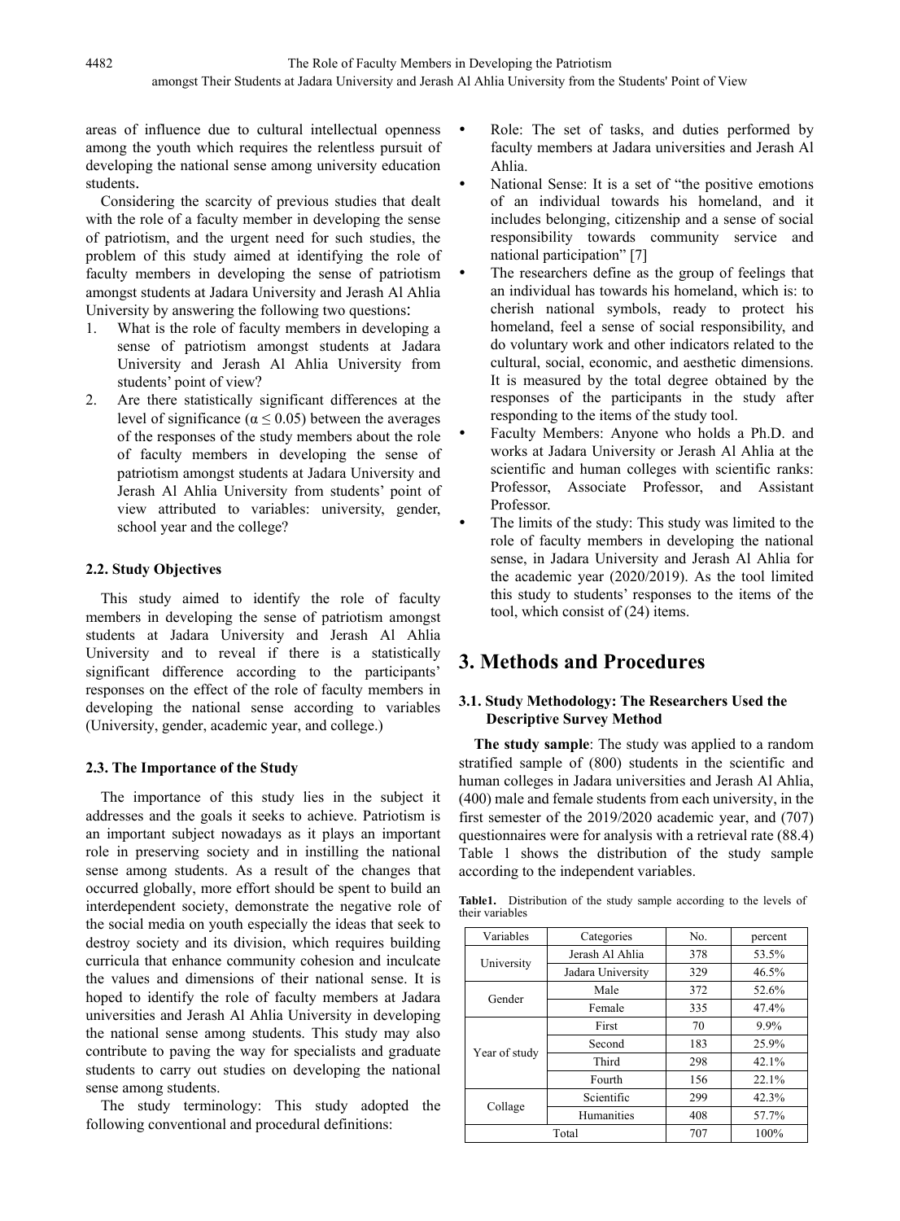areas of influence due to cultural intellectual openness among the youth which requires the relentless pursuit of developing the national sense among university education students.

Considering the scarcity of previous studies that dealt with the role of a faculty member in developing the sense of patriotism, and the urgent need for such studies, the problem of this study aimed at identifying the role of faculty members in developing the sense of patriotism amongst students at Jadara University and Jerash Al Ahlia University by answering the following two questions:

1. What is the role of faculty members in developing a sense of patriotism amongst students at Jadara University and Jerash Al Ahlia University from students' point of view?
2. Are there statistically significant differences at the level of significance ($\alpha \leq 0.05$) between the averages of the responses of the study members about the role of faculty members in developing the sense of patriotism amongst students at Jadara University and Jerash Al Ahlia University from students' point of view attributed to variables: university, gender, school year and the college?

### 2.2. Study Objectives

This study aimed to identify the role of faculty members in developing the sense of patriotism amongst students at Jadara University and Jerash Al Ahlia University and to reveal if there is a statistically significant difference according to the participants' responses on the effect of the role of faculty members in developing the national sense according to variables (University, gender, academic year, and college.)

### 2.3. The Importance of the Study

The importance of this study lies in the subject it addresses and the goals it seeks to achieve. Patriotism is an important subject nowadays as it plays an important role in preserving society and in instilling the national sense among students. As a result of the changes that occurred globally, more effort should be spent to build an interdependent society, demonstrate the negative role of the social media on youth especially the ideas that seek to destroy society and its division, which requires building curricula that enhance community cohesion and inculcate the values and dimensions of their national sense. It is hoped to identify the role of faculty members at Jadara universities and Jerash Al Ahlia University in developing the national sense among students. This study may also contribute to paving the way for specialists and graduate students to carry out studies on developing the national sense among students.

The study terminology: This study adopted the following conventional and procedural definitions:

- Role: The set of tasks, and duties performed by faculty members at Jadara universities and Jerash Al Ahlia.
- National Sense: It is a set of "the positive emotions of an individual towards his homeland, and it includes belonging, citizenship and a sense of social responsibility towards community service and national participation" [7]
- The researchers define as the group of feelings that an individual has towards his homeland, which is: to cherish national symbols, ready to protect his homeland, feel a sense of social responsibility, and do voluntary work and other indicators related to the cultural, social, economic, and aesthetic dimensions. It is measured by the total degree obtained by the responses of the participants in the study after responding to the items of the study tool.
- Faculty Members: Anyone who holds a Ph.D. and works at Jadara University or Jerash Al Ahlia at the scientific and human colleges with scientific ranks: Professor, Associate Professor, and Assistant Professor.
- The limits of the study: This study was limited to the role of faculty members in developing the national sense, in Jadara University and Jerash Al Ahlia for the academic year (2020/2019). As the tool limited this study to students' responses to the items of the tool, which consist of (24) items.

# 3. Methods and Procedures

### 3.1. Study Methodology: The Researchers Used the Descriptive Survey Method

**The study sample**: The study was applied to a random stratified sample of (800) students in the scientific and human colleges in Jadara universities and Jerash Al Ahlia, (400) male and female students from each university, in the first semester of the 2019/2020 academic year, and (707) questionnaires were for analysis with a retrieval rate (88.4) Table 1 shows the distribution of the study sample according to the independent variables.

**Table1.** Distribution of the study sample according to the levels of their variables

| Variables | Categories | No. | percent |
|---|---|---|---|
| University | Jerash Al Ahlia | 378 | 53.5% |
| | Jadara University | 329 | 46.5% |
| Gender | Male | 372 | 52.6% |
| | Female | 335 | 47.4% |
| Year of study | First | 70 | 9.9% |
| | Second | 183 | 25.9% |
| | Third | 298 | 42.1% |
| | Fourth | 156 | 22.1% |
| Collage | Scientific | 299 | 42.3% |
| | Humanities | 408 | 57.7% |
| Total | | 707 | 100% |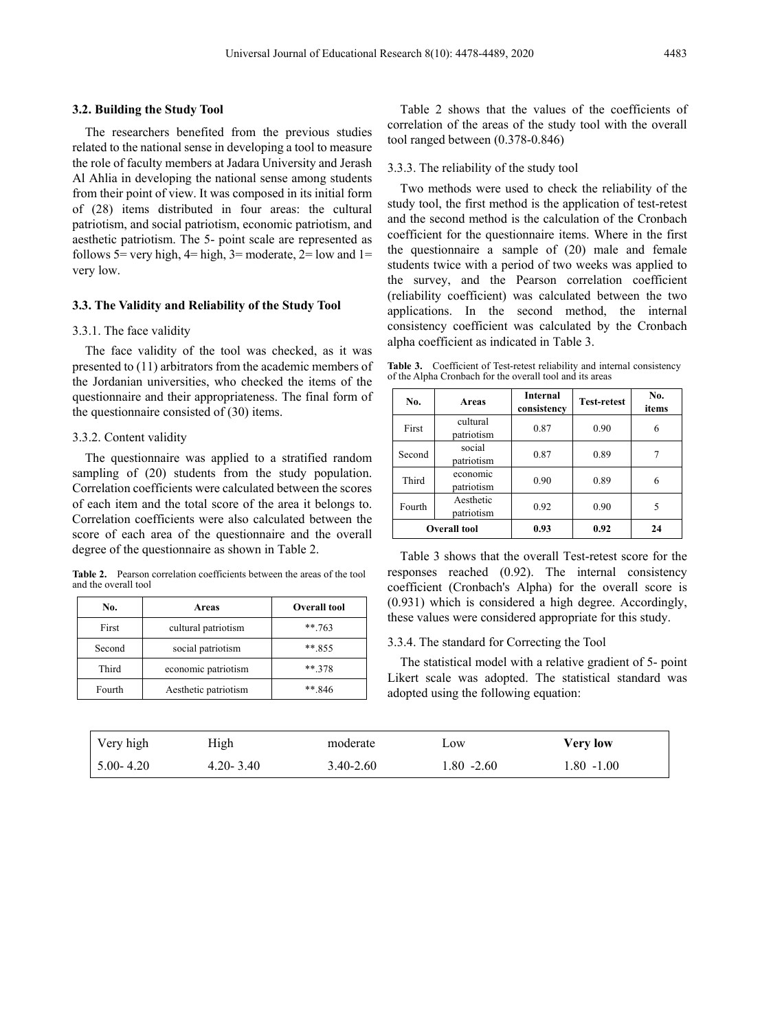### 3.2. Building the Study Tool

The researchers benefited from the previous studies related to the national sense in developing a tool to measure the role of faculty members at Jadara University and Jerash Al Ahlia in developing the national sense among students from their point of view. It was composed in its initial form of (28) items distributed in four areas: the cultural patriotism, and social patriotism, economic patriotism, and aesthetic patriotism. The 5- point scale are represented as follows 5= very high, 4= high, 3= moderate, 2= low and 1= very low.

### 3.3. The Validity and Reliability of the Study Tool

#### 3.3.1. The face validity

The face validity of the tool was checked, as it was presented to (11) arbitrators from the academic members of the Jordanian universities, who checked the items of the questionnaire and their appropriateness. The final form of the questionnaire consisted of (30) items.

#### 3.3.2. Content validity

The questionnaire was applied to a stratified random sampling of (20) students from the study population. Correlation coefficients were calculated between the scores of each item and the total score of the area it belongs to. Correlation coefficients were also calculated between the score of each area of the questionnaire and the overall degree of the questionnaire as shown in Table 2.

**Table 2.** Pearson correlation coefficients between the areas of the tool and the overall tool

| No. | Areas | Overall tool |
|---|---|---|
| First | cultural patriotism | **.763 |
| Second | social patriotism | **.855 |
| Third | economic patriotism | **.378 |
| Fourth | Aesthetic patriotism | **.846 |

Table 2 shows that the values of the coefficients of correlation of the areas of the study tool with the overall tool ranged between (0.378-0.846)

#### 3.3.3. The reliability of the study tool

Two methods were used to check the reliability of the study tool, the first method is the application of test-retest and the second method is the calculation of the Cronbach coefficient for the questionnaire items. Where in the first the questionnaire a sample of (20) male and female students twice with a period of two weeks was applied to the survey, and the Pearson correlation coefficient (reliability coefficient) was calculated between the two applications. In the second method, the internal consistency coefficient was calculated by the Cronbach alpha coefficient as indicated in Table 3.

**Table 3.** Coefficient of Test-retest reliability and internal consistency of the Alpha Cronbach for the overall tool and its areas

| No. | Areas | Internal consistency | Test-retest | No. items |
|---|---|---|---|---|
| First | cultural patriotism | 0.87 | 0.90 | 6 |
| Second | social patriotism | 0.87 | 0.89 | 7 |
| Third | economic patriotism | 0.90 | 0.89 | 6 |
| Fourth | Aesthetic patriotism | 0.92 | 0.90 | 5 |
| **Overall tool** | | **0.93** | **0.92** | **24** |

Table 3 shows that the overall Test-retest score for the responses reached (0.92). The internal consistency coefficient (Cronbach's Alpha) for the overall score is (0.931) which is considered a high degree. Accordingly, these values were considered appropriate for this study.

#### 3.3.4. The standard for Correcting the Tool

The statistical model with a relative gradient of 5- point Likert scale was adopted. The statistical standard was adopted using the following equation:

| Very high | High | moderate | Low | **Very low** |
|---|---|---|---|---|
| 5.00- 4.20 | 4.20- 3.40 | 3.40-2.60 | 1.80 -2.60 | 1.80 -1.00 |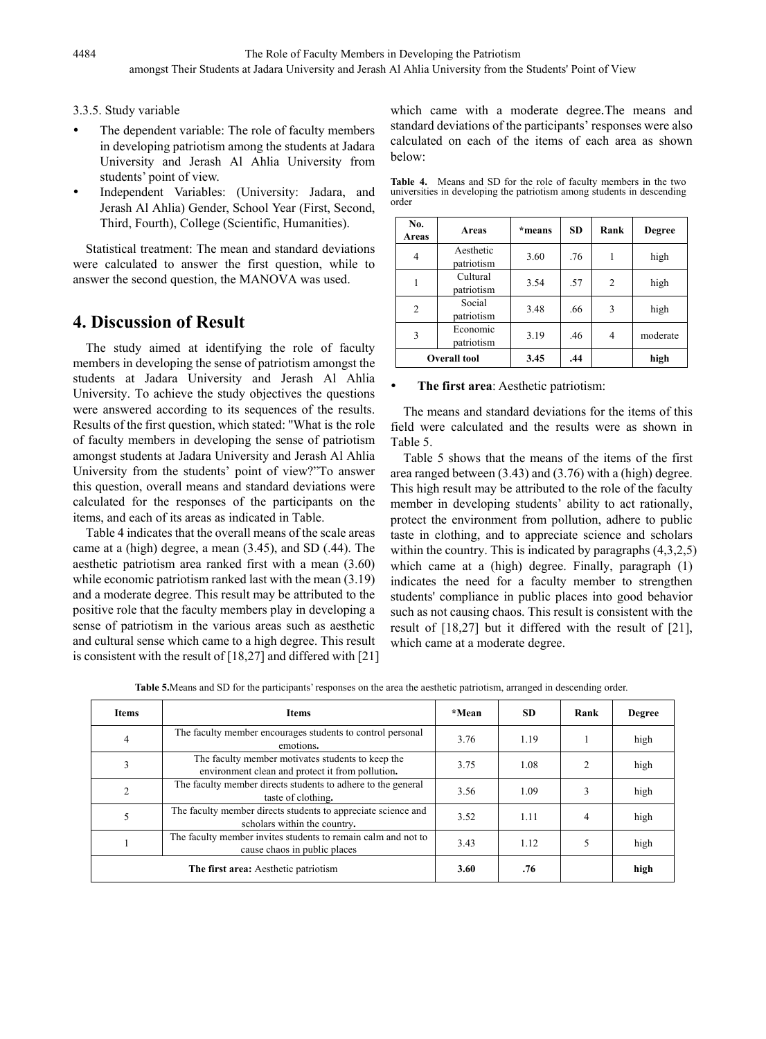3.3.5. Study variable

- The dependent variable: The role of faculty members in developing patriotism among the students at Jadara University and Jerash Al Ahlia University from students' point of view.
- Independent Variables: (University: Jadara, and Jerash Al Ahlia) Gender, School Year (First, Second, Third, Fourth), College (Scientific, Humanities).

Statistical treatment: The mean and standard deviations were calculated to answer the first question, while to answer the second question, the MANOVA was used.

## 4. Discussion of Result

The study aimed at identifying the role of faculty members in developing the sense of patriotism amongst the students at Jadara University and Jerash Al Ahlia University. To achieve the study objectives the questions were answered according to its sequences of the results. Results of the first question, which stated: "What is the role of faculty members in developing the sense of patriotism amongst students at Jadara University and Jerash Al Ahlia University from the students' point of view?"To answer this question, overall means and standard deviations were calculated for the responses of the participants on the items, and each of its areas as indicated in Table.

Table 4 indicates that the overall means of the scale areas came at a (high) degree, a mean (3.45), and SD (.44). The aesthetic patriotism area ranked first with a mean (3.60) while economic patriotism ranked last with the mean (3.19) and a moderate degree. This result may be attributed to the positive role that the faculty members play in developing a sense of patriotism in the various areas such as aesthetic and cultural sense which came to a high degree. This result is consistent with the result of [18,27] and differed with [21] which came with a moderate degree.The means and standard deviations of the participants' responses were also calculated on each of the items of each area as shown below:

**Table 4.** Means and SD for the role of faculty members in the two universities in developing the patriotism among students in descending order

| No. Areas | Areas | *means | SD | Rank | Degree |
|---|---|---|---|---|---|
| 4 | Aesthetic patriotism | 3.60 | .76 | 1 | high |
| 1 | Cultural patriotism | 3.54 | .57 | 2 | high |
| 2 | Social patriotism | 3.48 | .66 | 3 | high |
| 3 | Economic patriotism | 3.19 | .46 | 4 | moderate |
| **Overall tool** | | **3.45** | **.44** | | **high** |

- **The first area**: Aesthetic patriotism:

The means and standard deviations for the items of this field were calculated and the results were as shown in Table 5.

Table 5 shows that the means of the items of the first area ranged between (3.43) and (3.76) with a (high) degree. This high result may be attributed to the role of the faculty member in developing students' ability to act rationally, protect the environment from pollution, adhere to public taste in clothing, and to appreciate science and scholars within the country. This is indicated by paragraphs (4,3,2,5) which came at a (high) degree. Finally, paragraph (1) indicates the need for a faculty member to strengthen students' compliance in public places into good behavior such as not causing chaos. This result is consistent with the result of [18,27] but it differed with the result of [21], which came at a moderate degree.

**Table 5.** Means and SD for the participants' responses on the area the aesthetic patriotism, arranged in descending order.

| Items | Items | *Mean | SD | Rank | Degree |
|---|---|---|---|---|---|
| 4 | The faculty member encourages students to control personal emotions. | 3.76 | 1.19 | 1 | high |
| 3 | The faculty member motivates students to keep the environment clean and protect it from pollution. | 3.75 | 1.08 | 2 | high |
| 2 | The faculty member directs students to adhere to the general taste of clothing. | 3.56 | 1.09 | 3 | high |
| 5 | The faculty member directs students to appreciate science and scholars within the country. | 3.52 | 1.11 | 4 | high |
| 1 | The faculty member invites students to remain calm and not to cause chaos in public places | 3.43 | 1.12 | 5 | high |
| **The first area:** Aesthetic patriotism | | **3.60** | **.76** | | **high** |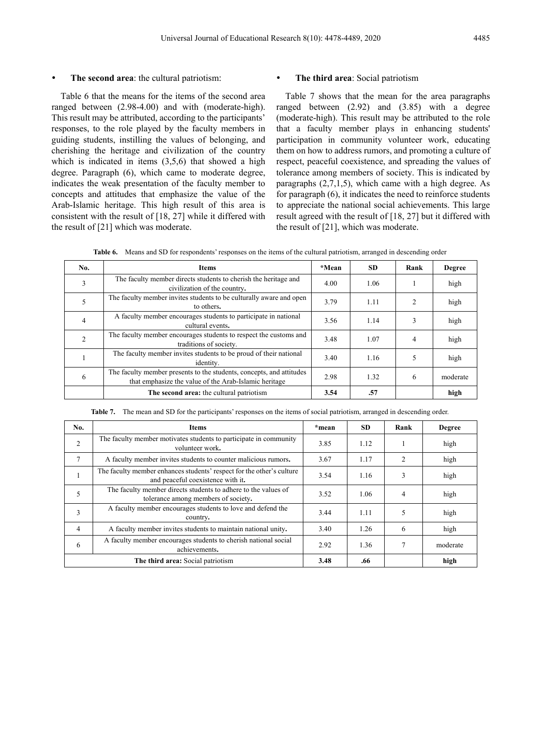- **The second area**: the cultural patriotism:

Table 6 that the means for the items of the second area ranged between (2.98-4.00) and with (moderate-high). This result may be attributed, according to the participants' responses, to the role played by the faculty members in guiding students, instilling the values of belonging, and cherishing the heritage and civilization of the country which is indicated in items (3,5,6) that showed a high degree. Paragraph (6), which came to moderate degree, indicates the weak presentation of the faculty member to concepts and attitudes that emphasize the value of the Arab-Islamic heritage. This high result of this area is consistent with the result of [18, 27] while it differed with the result of [21] which was moderate.

- **The third area**: Social patriotism

Table 7 shows that the mean for the area paragraphs ranged between (2.92) and (3.85) with a degree (moderate-high). This result may be attributed to the role that a faculty member plays in enhancing students' participation in community volunteer work, educating them on how to address rumors, and promoting a culture of respect, peaceful coexistence, and spreading the values of tolerance among members of society. This is indicated by paragraphs (2,7,1,5), which came with a high degree. As for paragraph (6), it indicates the need to reinforce students to appreciate the national social achievements. This large result agreed with the result of [18, 27] but it differed with the result of [21], which was moderate.

**Table 6.** Means and SD for respondents' responses on the items of the cultural patriotism, arranged in descending order

| No. | Items | *Mean | SD | Rank | Degree |
|---|---|---|---|---|---|
| 3 | The faculty member directs students to cherish the heritage and civilization of the country. | 4.00 | 1.06 | 1 | high |
| 5 | The faculty member invites students to be culturally aware and open to others. | 3.79 | 1.11 | 2 | high |
| 4 | A faculty member encourages students to participate in national cultural events. | 3.56 | 1.14 | 3 | high |
| 2 | The faculty member encourages students to respect the customs and traditions of society. | 3.48 | 1.07 | 4 | high |
| 1 | The faculty member invites students to be proud of their national identity. | 3.40 | 1.16 | 5 | high |
| 6 | The faculty member presents to the students, concepts, and attitudes that emphasize the value of the Arab-Islamic heritage | 2.98 | 1.32 | 6 | moderate |
| | **The second area:** the cultural patriotism | **3.54** | **.57** | | **high** |

**Table 7.** The mean and SD for the participants' responses on the items of social patriotism, arranged in descending order.

| No. | Items | *mean | SD | Rank | Degree |
|---|---|---|---|---|---|
| 2 | The faculty member motivates students to participate in community volunteer work. | 3.85 | 1.12 | 1 | high |
| 7 | A faculty member invites students to counter malicious rumors. | 3.67 | 1.17 | 2 | high |
| 1 | The faculty member enhances students' respect for the other's culture and peaceful coexistence with it. | 3.54 | 1.16 | 3 | high |
| 5 | The faculty member directs students to adhere to the values of tolerance among members of society. | 3.52 | 1.06 | 4 | high |
| 3 | A faculty member encourages students to love and defend the country. | 3.44 | 1.11 | 5 | high |
| 4 | A faculty member invites students to maintain national unity. | 3.40 | 1.26 | 6 | high |
| 6 | A faculty member encourages students to cherish national social achievements. | 2.92 | 1.36 | 7 | moderate |
| **The third area:** Social patriotism | | **3.48** | **.66** | | **high** |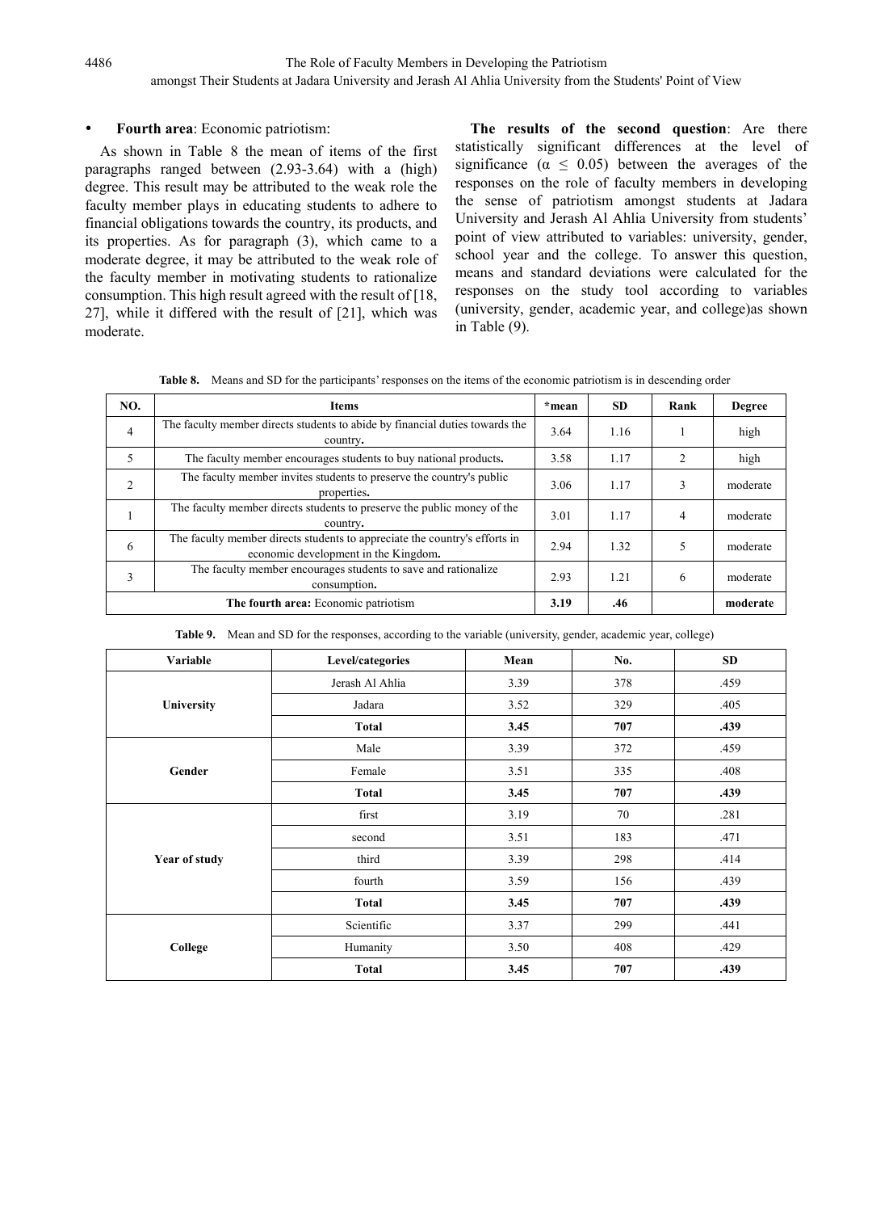- **Fourth area**: Economic patriotism:

As shown in Table 8 the mean of items of the first paragraphs ranged between (2.93-3.64) with a (high) degree. This result may be attributed to the weak role the faculty member plays in educating students to adhere to financial obligations towards the country, its products, and its properties. As for paragraph (3), which came to a moderate degree, it may be attributed to the weak role of the faculty member in motivating students to rationalize consumption. This high result agreed with the result of [18, 27], while it differed with the result of [21], which was moderate.

**Table 8.** Means and SD for the participants' responses on the items of the economic patriotism is in descending order

| NO. | Items | *mean | SD | Rank | Degree |
|---|---|---|---|---|---|
| 4 | The faculty member directs students to abide by financial duties towards the country. | 3.64 | 1.16 | 1 | high |
| 5 | The faculty member encourages students to buy national products. | 3.58 | 1.17 | 2 | high |
| 2 | The faculty member invites students to preserve the country's public properties. | 3.06 | 1.17 | 3 | moderate |
| 1 | The faculty member directs students to preserve the public money of the country. | 3.01 | 1.17 | 4 | moderate |
| 6 | The faculty member directs students to appreciate the country's efforts in economic development in the Kingdom. | 2.94 | 1.32 | 5 | moderate |
| 3 | The faculty member encourages students to save and rationalize consumption. | 2.93 | 1.21 | 6 | moderate |
| **The fourth area:** Economic patriotism | | **3.19** | **.46** | | **moderate** |

**The results of the second question**: Are there statistically significant differences at the level of significance ($\alpha \leq 0.05$) between the averages of the responses on the role of faculty members in developing the sense of patriotism amongst students at Jadara University and Jerash Al Ahlia University from students' point of view attributed to variables: university, gender, school year and the college. To answer this question, means and standard deviations were calculated for the responses on the study tool according to variables (university, gender, academic year, and college)as shown in Table (9).

**Table 9.** Mean and SD for the responses, according to the variable (university, gender, academic year, college)

| Variable | Level/categories | Mean | No. | SD |
|---|---|---|---|---|
| **University** | Jerash Al Ahlia | 3.39 | 378 | .459 |
| | Jadara | 3.52 | 329 | .405 |
| | **Total** | **3.45** | **707** | **.439** |
| **Gender** | Male | 3.39 | 372 | .459 |
| | Female | 3.51 | 335 | .408 |
| | **Total** | **3.45** | **707** | **.439** |
| **Year of study** | first | 3.19 | 70 | .281 |
| | second | 3.51 | 183 | .471 |
| | third | 3.39 | 298 | .414 |
| | fourth | 3.59 | 156 | .439 |
| | **Total** | **3.45** | **707** | **.439** |
| **College** | Scientific | 3.37 | 299 | .441 |
| | Humanity | 3.50 | 408 | .429 |
| | **Total** | **3.45** | **707** | **.439** |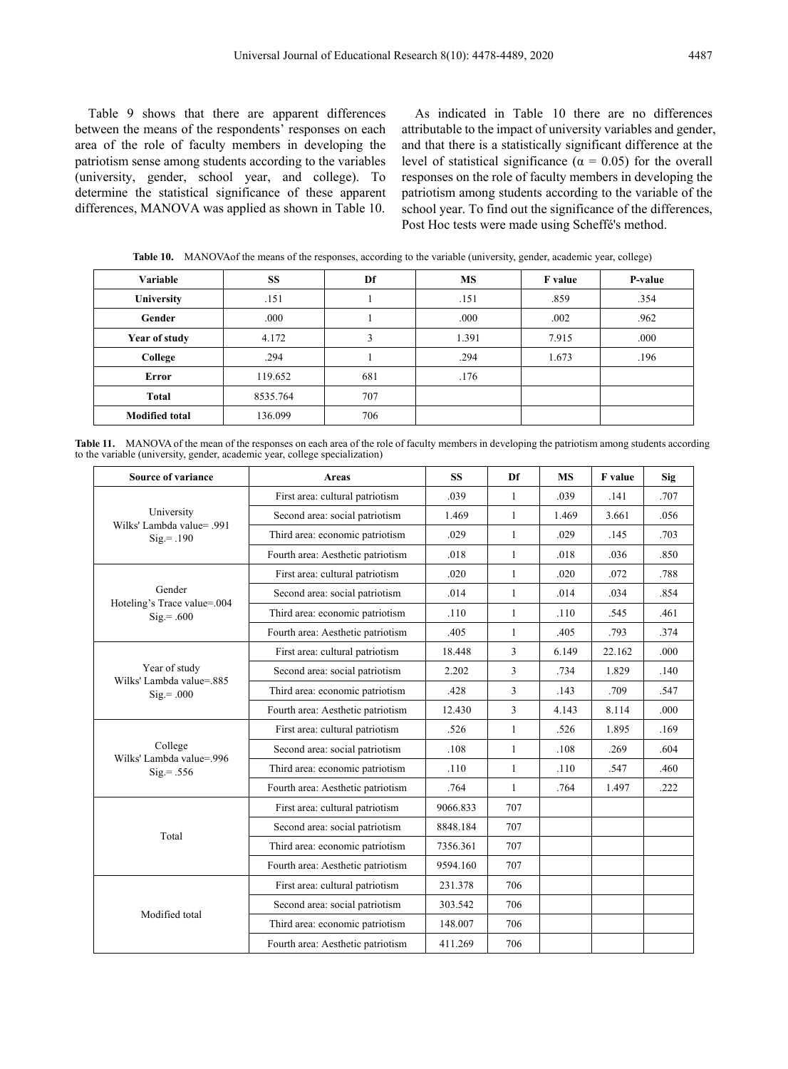Table 9 shows that there are apparent differences between the means of the respondents' responses on each area of the role of faculty members in developing the patriotism sense among students according to the variables (university, gender, school year, and college). To determine the statistical significance of these apparent differences, MANOVA was applied as shown in Table 10.

As indicated in Table 10 there are no differences attributable to the impact of university variables and gender, and that there is a statistically significant difference at the level of statistical significance ($\alpha = 0.05$) for the overall responses on the role of faculty members in developing the patriotism among students according to the variable of the school year. To find out the significance of the differences, Post Hoc tests were made using Scheffé's method.

**Table 10.** MANOVAof the means of the responses, according to the variable (university, gender, academic year, college)

| Variable | SS | Df | MS | F value | P-value |
|---|---|---|---|---|---|
| **University** | .151 | 1 | .151 | .859 | .354 |
| **Gender** | .000 | 1 | .000 | .002 | .962 |
| **Year of study** | 4.172 | 3 | 1.391 | 7.915 | .000 |
| **College** | .294 | 1 | .294 | 1.673 | .196 |
| **Error** | 119.652 | 681 | .176 | | |
| **Total** | 8535.764 | 707 | | | |
| **Modified total** | 136.099 | 706 | | | |

**Table 11.** MANOVA of the mean of the responses on each area of the role of faculty members in developing the patriotism among students according to the variable (university, gender, academic year, college specialization)

| Source of variance | Areas | SS | Df | MS | F value | Sig |
|---|---|---|---|---|---|---|
| University Wilks' Lambda value= .991 Sig.= .190 | First area: cultural patriotism | .039 | 1 | .039 | .141 | .707 |
| | Second area: social patriotism | 1.469 | 1 | 1.469 | 3.661 | .056 |
| | Third area: economic patriotism | .029 | 1 | .029 | .145 | .703 |
| | Fourth area: Aesthetic patriotism | .018 | 1 | .018 | .036 | .850 |
| Gender Hoteling's Trace value=.004 Sig.= .600 | First area: cultural patriotism | .020 | 1 | .020 | .072 | .788 |
| | Second area: social patriotism | .014 | 1 | .014 | .034 | .854 |
| | Third area: economic patriotism | .110 | 1 | .110 | .545 | .461 |
| | Fourth area: Aesthetic patriotism | .405 | 1 | .405 | .793 | .374 |
| Year of study Wilks' Lambda value=.885 Sig.= .000 | First area: cultural patriotism | 18.448 | 3 | 6.149 | 22.162 | .000 |
| | Second area: social patriotism | 2.202 | 3 | .734 | 1.829 | .140 |
| | Third area: economic patriotism | .428 | 3 | .143 | .709 | .547 |
| | Fourth area: Aesthetic patriotism | 12.430 | 3 | 4.143 | 8.114 | .000 |
| College Wilks' Lambda value=.996 Sig.= .556 | First area: cultural patriotism | .526 | 1 | .526 | 1.895 | .169 |
| | Second area: social patriotism | .108 | 1 | .108 | .269 | .604 |
| | Third area: economic patriotism | .110 | 1 | .110 | .547 | .460 |
| | Fourth area: Aesthetic patriotism | .764 | 1 | .764 | 1.497 | .222 |
| Total | First area: cultural patriotism | 9066.833 | 707 | | | |
| | Second area: social patriotism | 8848.184 | 707 | | | |
| | Third area: economic patriotism | 7356.361 | 707 | | | |
| | Fourth area: Aesthetic patriotism | 9594.160 | 707 | | | |
| Modified total | First area: cultural patriotism | 231.378 | 706 | | | |
| | Second area: social patriotism | 303.542 | 706 | | | |
| | Third area: economic patriotism | 148.007 | 706 | | | |
| | Fourth area: Aesthetic patriotism | 411.269 | 706 | | | |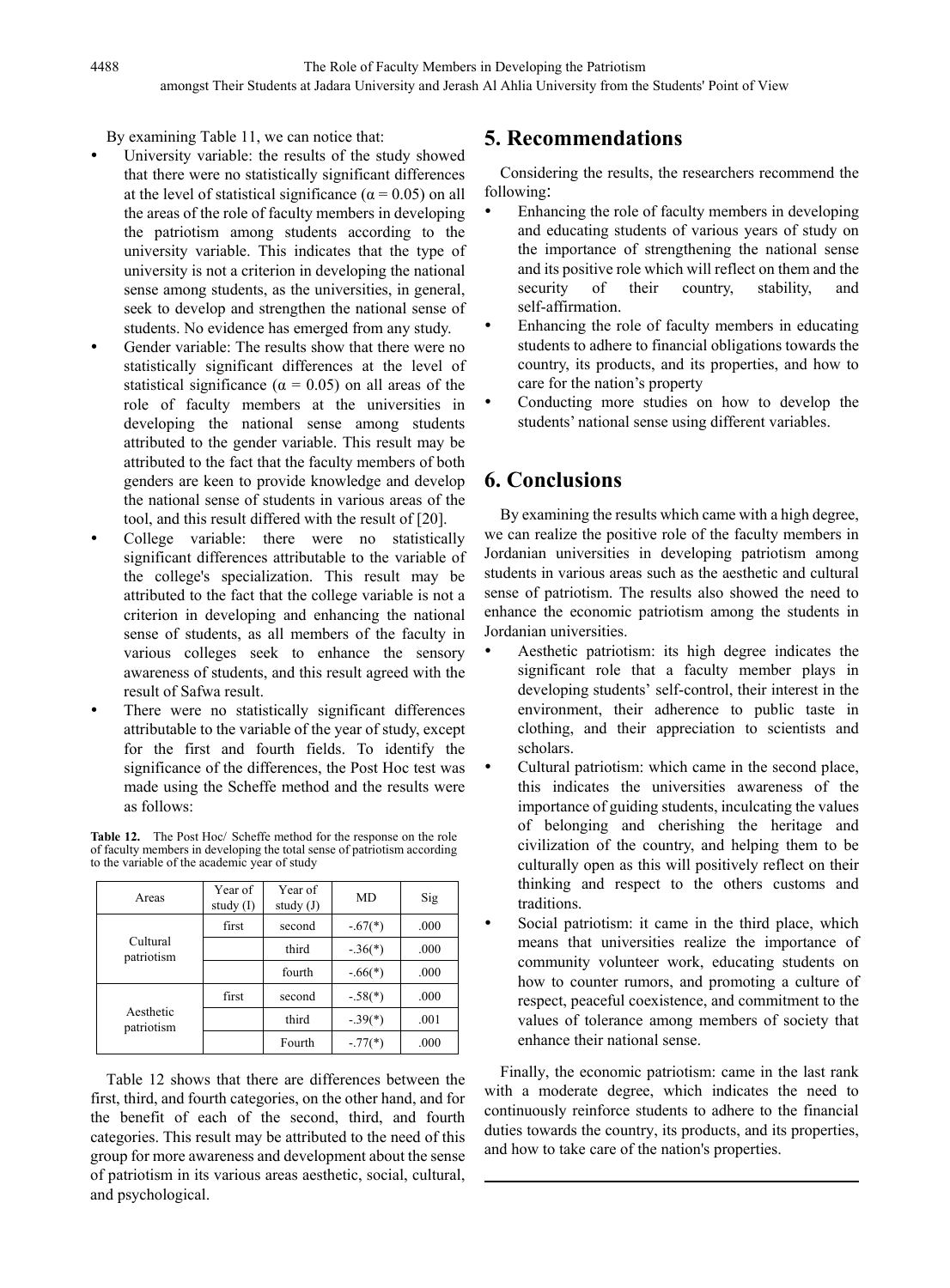By examining Table 11, we can notice that:

- University variable: the results of the study showed that there were no statistically significant differences at the level of statistical significance (α = 0.05) on all the areas of the role of faculty members in developing the patriotism among students according to the university variable. This indicates that the type of university is not a criterion in developing the national sense among students, as the universities, in general, seek to develop and strengthen the national sense of students. No evidence has emerged from any study.
- Gender variable: The results show that there were no statistically significant differences at the level of statistical significance (α = 0.05) on all areas of the role of faculty members at the universities in developing the national sense among students attributed to the gender variable. This result may be attributed to the fact that the faculty members of both genders are keen to provide knowledge and develop the national sense of students in various areas of the tool, and this result differed with the result of [20].
- College variable: there were no statistically significant differences attributable to the variable of the college's specialization. This result may be attributed to the fact that the college variable is not a criterion in developing and enhancing the national sense of students, as all members of the faculty in various colleges seek to enhance the sensory awareness of students, and this result agreed with the result of Safwa result.
- There were no statistically significant differences attributable to the variable of the year of study, except for the first and fourth fields. To identify the significance of the differences, the Post Hoc test was made using the Scheffe method and the results were as follows:

**Table 12.** The Post Hoc/ Scheffe method for the response on the role of faculty members in developing the total sense of patriotism according to the variable of the academic year of study

| Areas | Year of study (I) | Year of study (J) | MD | Sig |
|---|---|---|---|---|
| Cultural patriotism | first | second | -.67(*) | .000 |
| | | third | -.36(*) | .000 |
| | | fourth | -.66(*) | .000 |
| Aesthetic patriotism | first | second | -.58(*) | .000 |
| | | third | -.39(*) | .001 |
| | | Fourth | -.77(*) | .000 |

Table 12 shows that there are differences between the first, third, and fourth categories, on the other hand, and for the benefit of each of the second, third, and fourth categories. This result may be attributed to the need of this group for more awareness and development about the sense of patriotism in its various areas aesthetic, social, cultural, and psychological.

## 5. Recommendations

Considering the results, the researchers recommend the following:

- Enhancing the role of faculty members in developing and educating students of various years of study on the importance of strengthening the national sense and its positive role which will reflect on them and the security of their country, stability, and self-affirmation.
- Enhancing the role of faculty members in educating students to adhere to financial obligations towards the country, its products, and its properties, and how to care for the nation's property
- Conducting more studies on how to develop the students' national sense using different variables.

## 6. Conclusions

By examining the results which came with a high degree, we can realize the positive role of the faculty members in Jordanian universities in developing patriotism among students in various areas such as the aesthetic and cultural sense of patriotism. The results also showed the need to enhance the economic patriotism among the students in Jordanian universities.

- Aesthetic patriotism: its high degree indicates the significant role that a faculty member plays in developing students' self-control, their interest in the environment, their adherence to public taste in clothing, and their appreciation to scientists and scholars.
- Cultural patriotism: which came in the second place, this indicates the universities awareness of the importance of guiding students, inculcating the values of belonging and cherishing the heritage and civilization of the country, and helping them to be culturally open as this will positively reflect on their thinking and respect to the others customs and traditions.
- Social patriotism: it came in the third place, which means that universities realize the importance of community volunteer work, educating students on how to counter rumors, and promoting a culture of respect, peaceful coexistence, and commitment to the values of tolerance among members of society that enhance their national sense.

Finally, the economic patriotism: came in the last rank with a moderate degree, which indicates the need to continuously reinforce students to adhere to the financial duties towards the country, its products, and its properties, and how to take care of the nation's properties.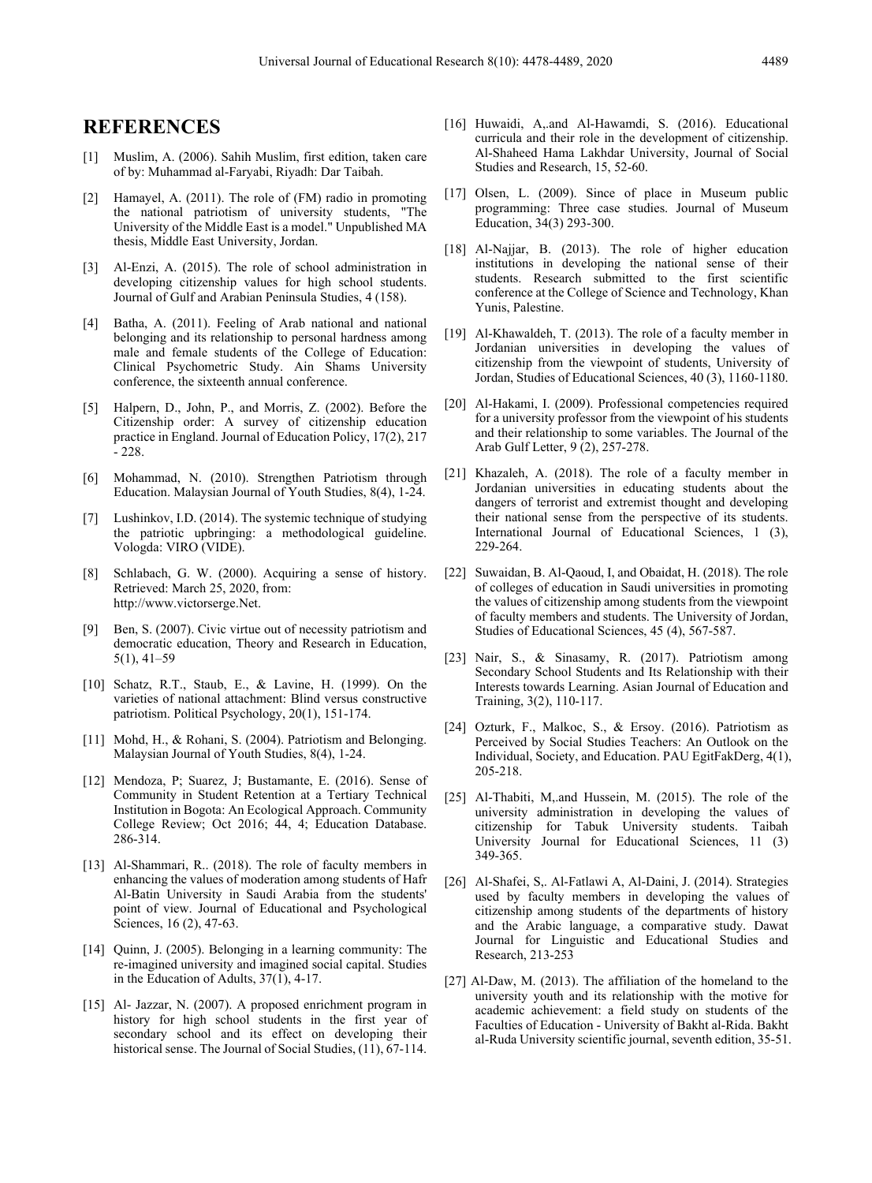# REFERENCES

[1] Muslim, A. (2006). Sahih Muslim, first edition, taken care of by: Muhammad al-Faryabi, Riyadh: Dar Taibah.

[2] Hamayel, A. (2011). The role of (FM) radio in promoting the national patriotism of university students, "The University of the Middle East is a model." Unpublished MA thesis, Middle East University, Jordan.

[3] Al-Enzi, A. (2015). The role of school administration in developing citizenship values for high school students. Journal of Gulf and Arabian Peninsula Studies, 4 (158).

[4] Batha, A. (2011). Feeling of Arab national and national belonging and its relationship to personal hardness among male and female students of the College of Education: Clinical Psychometric Study. Ain Shams University conference, the sixteenth annual conference.

[5] Halpern, D., John, P., and Morris, Z. (2002). Before the Citizenship order: A survey of citizenship education practice in England. Journal of Education Policy, 17(2), 217 - 228.

[6] Mohammad, N. (2010). Strengthen Patriotism through Education. Malaysian Journal of Youth Studies, 8(4), 1-24.

[7] Lushinkov, I.D. (2014). The systemic technique of studying the patriotic upbringing: a methodological guideline. Vologda: VIRO (VIDE).

[8] Schlabach, G. W. (2000). Acquiring a sense of history. Retrieved: March 25, 2020, from: http://www.victorserge.Net.

[9] Ben, S. (2007). Civic virtue out of necessity patriotism and democratic education, Theory and Research in Education, 5(1), 41–59

[10] Schatz, R.T., Staub, E., & Lavine, H. (1999). On the varieties of national attachment: Blind versus constructive patriotism. Political Psychology, 20(1), 151-174.

[11] Mohd, H., & Rohani, S. (2004). Patriotism and Belonging. Malaysian Journal of Youth Studies, 8(4), 1-24.

[12] Mendoza, P; Suarez, J; Bustamante, E. (2016). Sense of Community in Student Retention at a Tertiary Technical Institution in Bogota: An Ecological Approach. Community College Review; Oct 2016; 44, 4; Education Database. 286-314.

[13] Al-Shammari, R.. (2018). The role of faculty members in enhancing the values of moderation among students of Hafr Al-Batin University in Saudi Arabia from the students' point of view. Journal of Educational and Psychological Sciences, 16 (2), 47-63.

[14] Quinn, J. (2005). Belonging in a learning community: The re-imagined university and imagined social capital. Studies in the Education of Adults, 37(1), 4-17.

[15] Al- Jazzar, N. (2007). A proposed enrichment program in history for high school students in the first year of secondary school and its effect on developing their historical sense. The Journal of Social Studies, (11), 67-114.

[16] Huwaidi, A,.and Al-Hawamdi, S. (2016). Educational curricula and their role in the development of citizenship. Al-Shaheed Hama Lakhdar University, Journal of Social Studies and Research, 15, 52-60.

[17] Olsen, L. (2009). Since of place in Museum public programming: Three case studies. Journal of Museum Education, 34(3) 293-300.

[18] Al-Najjar, B. (2013). The role of higher education institutions in developing the national sense of their students. Research submitted to the first scientific conference at the College of Science and Technology, Khan Yunis, Palestine.

[19] Al-Khawaldeh, T. (2013). The role of a faculty member in Jordanian universities in developing the values of citizenship from the viewpoint of students, University of Jordan, Studies of Educational Sciences, 40 (3), 1160-1180.

[20] Al-Hakami, I. (2009). Professional competencies required for a university professor from the viewpoint of his students and their relationship to some variables. The Journal of the Arab Gulf Letter, 9 (2), 257-278.

[21] Khazaleh, A. (2018). The role of a faculty member in Jordanian universities in educating students about the dangers of terrorist and extremist thought and developing their national sense from the perspective of its students. International Journal of Educational Sciences, 1 (3), 229-264.

[22] Suwaidan, B. Al-Qaoud, I, and Obaidat, H. (2018). The role of colleges of education in Saudi universities in promoting the values of citizenship among students from the viewpoint of faculty members and students. The University of Jordan, Studies of Educational Sciences, 45 (4), 567-587.

[23] Nair, S., & Sinasamy, R. (2017). Patriotism among Secondary School Students and Its Relationship with their Interests towards Learning. Asian Journal of Education and Training, 3(2), 110-117.

[24] Ozturk, F., Malkoc, S., & Ersoy. (2016). Patriotism as Perceived by Social Studies Teachers: An Outlook on the Individual, Society, and Education. PAU EgitFakDerg, 4(1), 205-218.

[25] Al-Thabiti, M,.and Hussein, M. (2015). The role of the university administration in developing the values of citizenship for Tabuk University students. Taibah University Journal for Educational Sciences, 11 (3) 349-365.

[26] Al-Shafei, S,. Al-Fatlawi A, Al-Daini, J. (2014). Strategies used by faculty members in developing the values of citizenship among students of the departments of history and the Arabic language, a comparative study. Dawat Journal for Linguistic and Educational Studies and Research, 213-253

[27] Al-Daw, M. (2013). The affiliation of the homeland to the university youth and its relationship with the motive for academic achievement: a field study on students of the Faculties of Education - University of Bakht al-Rida. Bakht al-Ruda University scientific journal, seventh edition, 35-51.